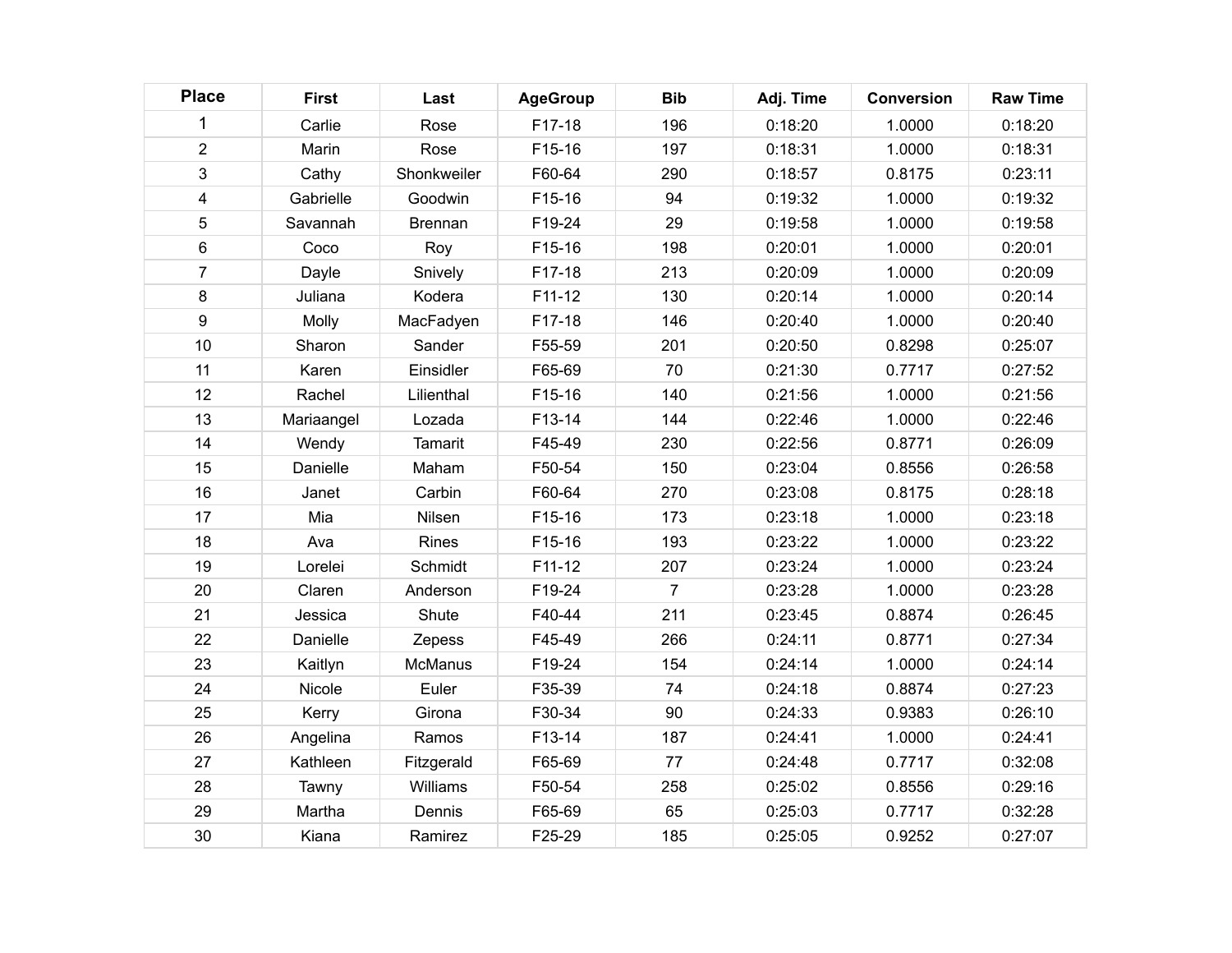| Place | First | Last | AgeGroup | Bib | Adj. Time | Conversion | Raw Time |
|---|---|---|---|---|---|---|---|
| 1 | Carlie | Rose | F17-18 | 196 | 0:18:20 | 1.0000 | 0:18:20 |
| 2 | Marin | Rose | F15-16 | 197 | 0:18:31 | 1.0000 | 0:18:31 |
| 3 | Cathy | Shonkweiler | F60-64 | 290 | 0:18:57 | 0.8175 | 0:23:11 |
| 4 | Gabrielle | Goodwin | F15-16 | 94 | 0:19:32 | 1.0000 | 0:19:32 |
| 5 | Savannah | Brennan | F19-24 | 29 | 0:19:58 | 1.0000 | 0:19:58 |
| 6 | Coco | Roy | F15-16 | 198 | 0:20:01 | 1.0000 | 0:20:01 |
| 7 | Dayle | Snively | F17-18 | 213 | 0:20:09 | 1.0000 | 0:20:09 |
| 8 | Juliana | Kodera | F11-12 | 130 | 0:20:14 | 1.0000 | 0:20:14 |
| 9 | Molly | MacFadyen | F17-18 | 146 | 0:20:40 | 1.0000 | 0:20:40 |
| 10 | Sharon | Sander | F55-59 | 201 | 0:20:50 | 0.8298 | 0:25:07 |
| 11 | Karen | Einsidler | F65-69 | 70 | 0:21:30 | 0.7717 | 0:27:52 |
| 12 | Rachel | Lilienthal | F15-16 | 140 | 0:21:56 | 1.0000 | 0:21:56 |
| 13 | Mariaangel | Lozada | F13-14 | 144 | 0:22:46 | 1.0000 | 0:22:46 |
| 14 | Wendy | Tamarit | F45-49 | 230 | 0:22:56 | 0.8771 | 0:26:09 |
| 15 | Danielle | Maham | F50-54 | 150 | 0:23:04 | 0.8556 | 0:26:58 |
| 16 | Janet | Carbin | F60-64 | 270 | 0:23:08 | 0.8175 | 0:28:18 |
| 17 | Mia | Nilsen | F15-16 | 173 | 0:23:18 | 1.0000 | 0:23:18 |
| 18 | Ava | Rines | F15-16 | 193 | 0:23:22 | 1.0000 | 0:23:22 |
| 19 | Lorelei | Schmidt | F11-12 | 207 | 0:23:24 | 1.0000 | 0:23:24 |
| 20 | Claren | Anderson | F19-24 | 7 | 0:23:28 | 1.0000 | 0:23:28 |
| 21 | Jessica | Shute | F40-44 | 211 | 0:23:45 | 0.8874 | 0:26:45 |
| 22 | Danielle | Zepess | F45-49 | 266 | 0:24:11 | 0.8771 | 0:27:34 |
| 23 | Kaitlyn | McManus | F19-24 | 154 | 0:24:14 | 1.0000 | 0:24:14 |
| 24 | Nicole | Euler | F35-39 | 74 | 0:24:18 | 0.8874 | 0:27:23 |
| 25 | Kerry | Girona | F30-34 | 90 | 0:24:33 | 0.9383 | 0:26:10 |
| 26 | Angelina | Ramos | F13-14 | 187 | 0:24:41 | 1.0000 | 0:24:41 |
| 27 | Kathleen | Fitzgerald | F65-69 | 77 | 0:24:48 | 0.7717 | 0:32:08 |
| 28 | Tawny | Williams | F50-54 | 258 | 0:25:02 | 0.8556 | 0:29:16 |
| 29 | Martha | Dennis | F65-69 | 65 | 0:25:03 | 0.7717 | 0:32:28 |
| 30 | Kiana | Ramirez | F25-29 | 185 | 0:25:05 | 0.9252 | 0:27:07 |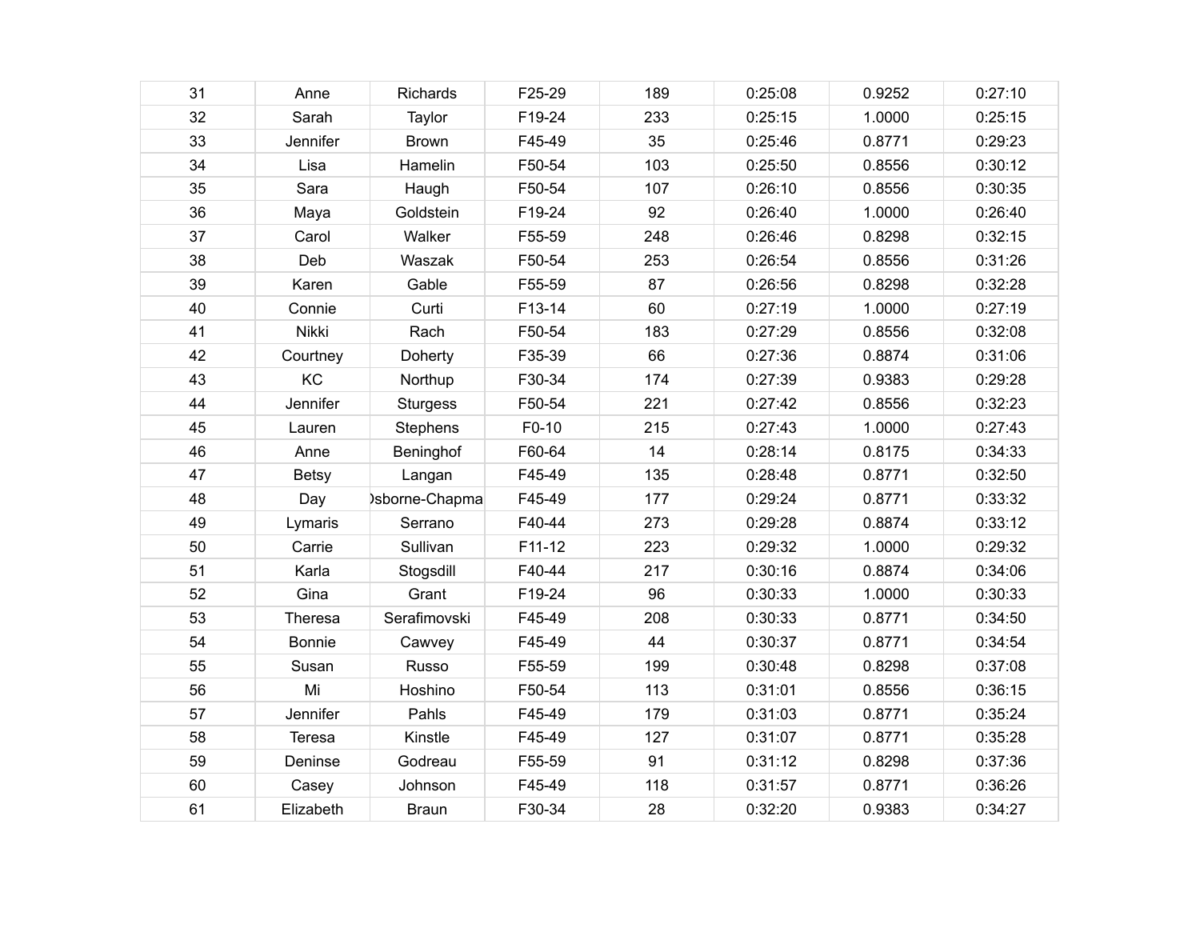| | | | | | | | |
|---|---|---|---|---|---|---|---|
| 31 | Anne | Richards | F25-29 | 189 | 0:25:08 | 0.9252 | 0:27:10 |
| 32 | Sarah | Taylor | F19-24 | 233 | 0:25:15 | 1.0000 | 0:25:15 |
| 33 | Jennifer | Brown | F45-49 | 35 | 0:25:46 | 0.8771 | 0:29:23 |
| 34 | Lisa | Hamelin | F50-54 | 103 | 0:25:50 | 0.8556 | 0:30:12 |
| 35 | Sara | Haugh | F50-54 | 107 | 0:26:10 | 0.8556 | 0:30:35 |
| 36 | Maya | Goldstein | F19-24 | 92 | 0:26:40 | 1.0000 | 0:26:40 |
| 37 | Carol | Walker | F55-59 | 248 | 0:26:46 | 0.8298 | 0:32:15 |
| 38 | Deb | Waszak | F50-54 | 253 | 0:26:54 | 0.8556 | 0:31:26 |
| 39 | Karen | Gable | F55-59 | 87 | 0:26:56 | 0.8298 | 0:32:28 |
| 40 | Connie | Curti | F13-14 | 60 | 0:27:19 | 1.0000 | 0:27:19 |
| 41 | Nikki | Rach | F50-54 | 183 | 0:27:29 | 0.8556 | 0:32:08 |
| 42 | Courtney | Doherty | F35-39 | 66 | 0:27:36 | 0.8874 | 0:31:06 |
| 43 | KC | Northup | F30-34 | 174 | 0:27:39 | 0.9383 | 0:29:28 |
| 44 | Jennifer | Sturgess | F50-54 | 221 | 0:27:42 | 0.8556 | 0:32:23 |
| 45 | Lauren | Stephens | F0-10 | 215 | 0:27:43 | 1.0000 | 0:27:43 |
| 46 | Anne | Beninghof | F60-64 | 14 | 0:28:14 | 0.8175 | 0:34:33 |
| 47 | Betsy | Langan | F45-49 | 135 | 0:28:48 | 0.8771 | 0:32:50 |
| 48 | Day | )sborne-Chapma | F45-49 | 177 | 0:29:24 | 0.8771 | 0:33:32 |
| 49 | Lymaris | Serrano | F40-44 | 273 | 0:29:28 | 0.8874 | 0:33:12 |
| 50 | Carrie | Sullivan | F11-12 | 223 | 0:29:32 | 1.0000 | 0:29:32 |
| 51 | Karla | Stogsdill | F40-44 | 217 | 0:30:16 | 0.8874 | 0:34:06 |
| 52 | Gina | Grant | F19-24 | 96 | 0:30:33 | 1.0000 | 0:30:33 |
| 53 | Theresa | Serafimovski | F45-49 | 208 | 0:30:33 | 0.8771 | 0:34:50 |
| 54 | Bonnie | Cawvey | F45-49 | 44 | 0:30:37 | 0.8771 | 0:34:54 |
| 55 | Susan | Russo | F55-59 | 199 | 0:30:48 | 0.8298 | 0:37:08 |
| 56 | Mi | Hoshino | F50-54 | 113 | 0:31:01 | 0.8556 | 0:36:15 |
| 57 | Jennifer | Pahls | F45-49 | 179 | 0:31:03 | 0.8771 | 0:35:24 |
| 58 | Teresa | Kinstle | F45-49 | 127 | 0:31:07 | 0.8771 | 0:35:28 |
| 59 | Deninse | Godreau | F55-59 | 91 | 0:31:12 | 0.8298 | 0:37:36 |
| 60 | Casey | Johnson | F45-49 | 118 | 0:31:57 | 0.8771 | 0:36:26 |
| 61 | Elizabeth | Braun | F30-34 | 28 | 0:32:20 | 0.9383 | 0:34:27 |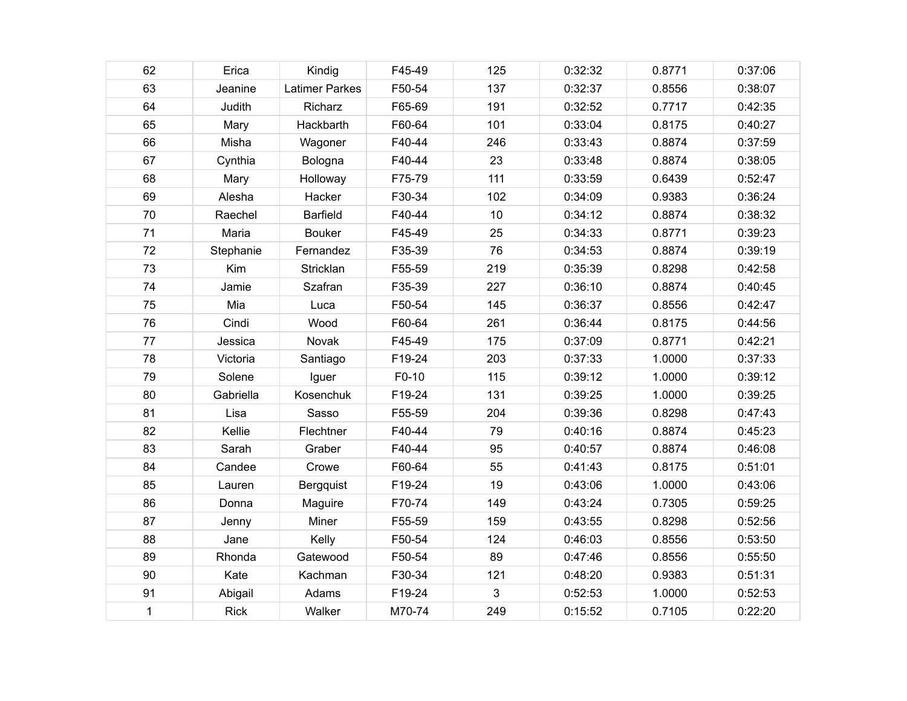| 62 | Erica | Kindig | F45-49 | 125 | 0:32:32 | 0.8771 | 0:37:06 |
|---|---|---|---|---|---|---|---|
| 63 | Jeanine | Latimer Parkes | F50-54 | 137 | 0:32:37 | 0.8556 | 0:38:07 |
| 64 | Judith | Richarz | F65-69 | 191 | 0:32:52 | 0.7717 | 0:42:35 |
| 65 | Mary | Hackbarth | F60-64 | 101 | 0:33:04 | 0.8175 | 0:40:27 |
| 66 | Misha | Wagoner | F40-44 | 246 | 0:33:43 | 0.8874 | 0:37:59 |
| 67 | Cynthia | Bologna | F40-44 | 23 | 0:33:48 | 0.8874 | 0:38:05 |
| 68 | Mary | Holloway | F75-79 | 111 | 0:33:59 | 0.6439 | 0:52:47 |
| 69 | Alesha | Hacker | F30-34 | 102 | 0:34:09 | 0.9383 | 0:36:24 |
| 70 | Raechel | Barfield | F40-44 | 10 | 0:34:12 | 0.8874 | 0:38:32 |
| 71 | Maria | Bouker | F45-49 | 25 | 0:34:33 | 0.8771 | 0:39:23 |
| 72 | Stephanie | Fernandez | F35-39 | 76 | 0:34:53 | 0.8874 | 0:39:19 |
| 73 | Kim | Stricklan | F55-59 | 219 | 0:35:39 | 0.8298 | 0:42:58 |
| 74 | Jamie | Szafran | F35-39 | 227 | 0:36:10 | 0.8874 | 0:40:45 |
| 75 | Mia | Luca | F50-54 | 145 | 0:36:37 | 0.8556 | 0:42:47 |
| 76 | Cindi | Wood | F60-64 | 261 | 0:36:44 | 0.8175 | 0:44:56 |
| 77 | Jessica | Novak | F45-49 | 175 | 0:37:09 | 0.8771 | 0:42:21 |
| 78 | Victoria | Santiago | F19-24 | 203 | 0:37:33 | 1.0000 | 0:37:33 |
| 79 | Solene | Iguer | F0-10 | 115 | 0:39:12 | 1.0000 | 0:39:12 |
| 80 | Gabriella | Kosenchuk | F19-24 | 131 | 0:39:25 | 1.0000 | 0:39:25 |
| 81 | Lisa | Sasso | F55-59 | 204 | 0:39:36 | 0.8298 | 0:47:43 |
| 82 | Kellie | Flechtner | F40-44 | 79 | 0:40:16 | 0.8874 | 0:45:23 |
| 83 | Sarah | Graber | F40-44 | 95 | 0:40:57 | 0.8874 | 0:46:08 |
| 84 | Candee | Crowe | F60-64 | 55 | 0:41:43 | 0.8175 | 0:51:01 |
| 85 | Lauren | Bergquist | F19-24 | 19 | 0:43:06 | 1.0000 | 0:43:06 |
| 86 | Donna | Maguire | F70-74 | 149 | 0:43:24 | 0.7305 | 0:59:25 |
| 87 | Jenny | Miner | F55-59 | 159 | 0:43:55 | 0.8298 | 0:52:56 |
| 88 | Jane | Kelly | F50-54 | 124 | 0:46:03 | 0.8556 | 0:53:50 |
| 89 | Rhonda | Gatewood | F50-54 | 89 | 0:47:46 | 0.8556 | 0:55:50 |
| 90 | Kate | Kachman | F30-34 | 121 | 0:48:20 | 0.9383 | 0:51:31 |
| 91 | Abigail | Adams | F19-24 | 3 | 0:52:53 | 1.0000 | 0:52:53 |
| 1 | Rick | Walker | M70-74 | 249 | 0:15:52 | 0.7105 | 0:22:20 |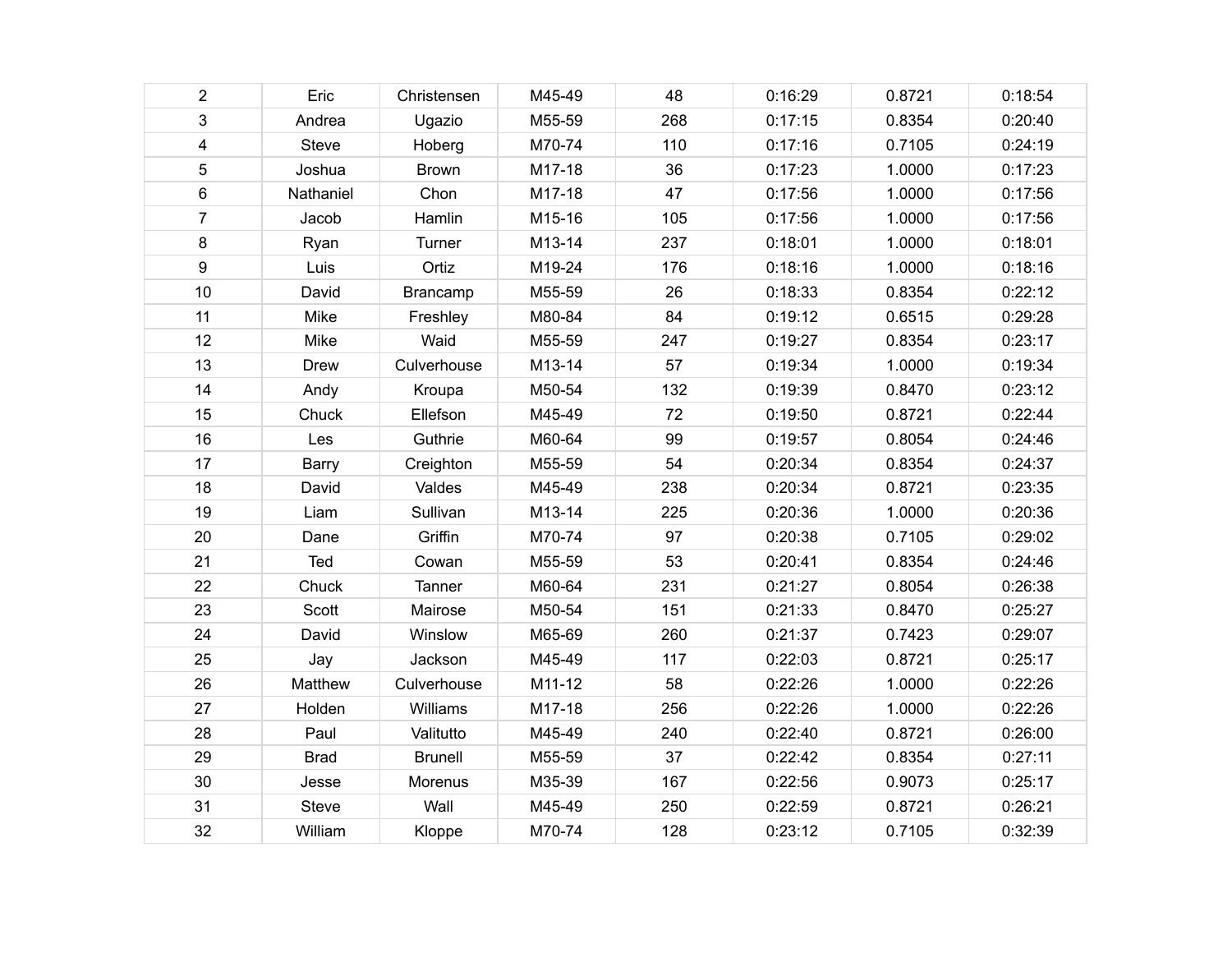| | | | | | | | |
|---|---|---|---|---|---|---|---|
| 2 | Eric | Christensen | M45-49 | 48 | 0:16:29 | 0.8721 | 0:18:54 |
| 3 | Andrea | Ugazio | M55-59 | 268 | 0:17:15 | 0.8354 | 0:20:40 |
| 4 | Steve | Hoberg | M70-74 | 110 | 0:17:16 | 0.7105 | 0:24:19 |
| 5 | Joshua | Brown | M17-18 | 36 | 0:17:23 | 1.0000 | 0:17:23 |
| 6 | Nathaniel | Chon | M17-18 | 47 | 0:17:56 | 1.0000 | 0:17:56 |
| 7 | Jacob | Hamlin | M15-16 | 105 | 0:17:56 | 1.0000 | 0:17:56 |
| 8 | Ryan | Turner | M13-14 | 237 | 0:18:01 | 1.0000 | 0:18:01 |
| 9 | Luis | Ortiz | M19-24 | 176 | 0:18:16 | 1.0000 | 0:18:16 |
| 10 | David | Brancamp | M55-59 | 26 | 0:18:33 | 0.8354 | 0:22:12 |
| 11 | Mike | Freshley | M80-84 | 84 | 0:19:12 | 0.6515 | 0:29:28 |
| 12 | Mike | Waid | M55-59 | 247 | 0:19:27 | 0.8354 | 0:23:17 |
| 13 | Drew | Culverhouse | M13-14 | 57 | 0:19:34 | 1.0000 | 0:19:34 |
| 14 | Andy | Kroupa | M50-54 | 132 | 0:19:39 | 0.8470 | 0:23:12 |
| 15 | Chuck | Ellefson | M45-49 | 72 | 0:19:50 | 0.8721 | 0:22:44 |
| 16 | Les | Guthrie | M60-64 | 99 | 0:19:57 | 0.8054 | 0:24:46 |
| 17 | Barry | Creighton | M55-59 | 54 | 0:20:34 | 0.8354 | 0:24:37 |
| 18 | David | Valdes | M45-49 | 238 | 0:20:34 | 0.8721 | 0:23:35 |
| 19 | Liam | Sullivan | M13-14 | 225 | 0:20:36 | 1.0000 | 0:20:36 |
| 20 | Dane | Griffin | M70-74 | 97 | 0:20:38 | 0.7105 | 0:29:02 |
| 21 | Ted | Cowan | M55-59 | 53 | 0:20:41 | 0.8354 | 0:24:46 |
| 22 | Chuck | Tanner | M60-64 | 231 | 0:21:27 | 0.8054 | 0:26:38 |
| 23 | Scott | Mairose | M50-54 | 151 | 0:21:33 | 0.8470 | 0:25:27 |
| 24 | David | Winslow | M65-69 | 260 | 0:21:37 | 0.7423 | 0:29:07 |
| 25 | Jay | Jackson | M45-49 | 117 | 0:22:03 | 0.8721 | 0:25:17 |
| 26 | Matthew | Culverhouse | M11-12 | 58 | 0:22:26 | 1.0000 | 0:22:26 |
| 27 | Holden | Williams | M17-18 | 256 | 0:22:26 | 1.0000 | 0:22:26 |
| 28 | Paul | Valitutto | M45-49 | 240 | 0:22:40 | 0.8721 | 0:26:00 |
| 29 | Brad | Brunell | M55-59 | 37 | 0:22:42 | 0.8354 | 0:27:11 |
| 30 | Jesse | Morenus | M35-39 | 167 | 0:22:56 | 0.9073 | 0:25:17 |
| 31 | Steve | Wall | M45-49 | 250 | 0:22:59 | 0.8721 | 0:26:21 |
| 32 | William | Kloppe | M70-74 | 128 | 0:23:12 | 0.7105 | 0:32:39 |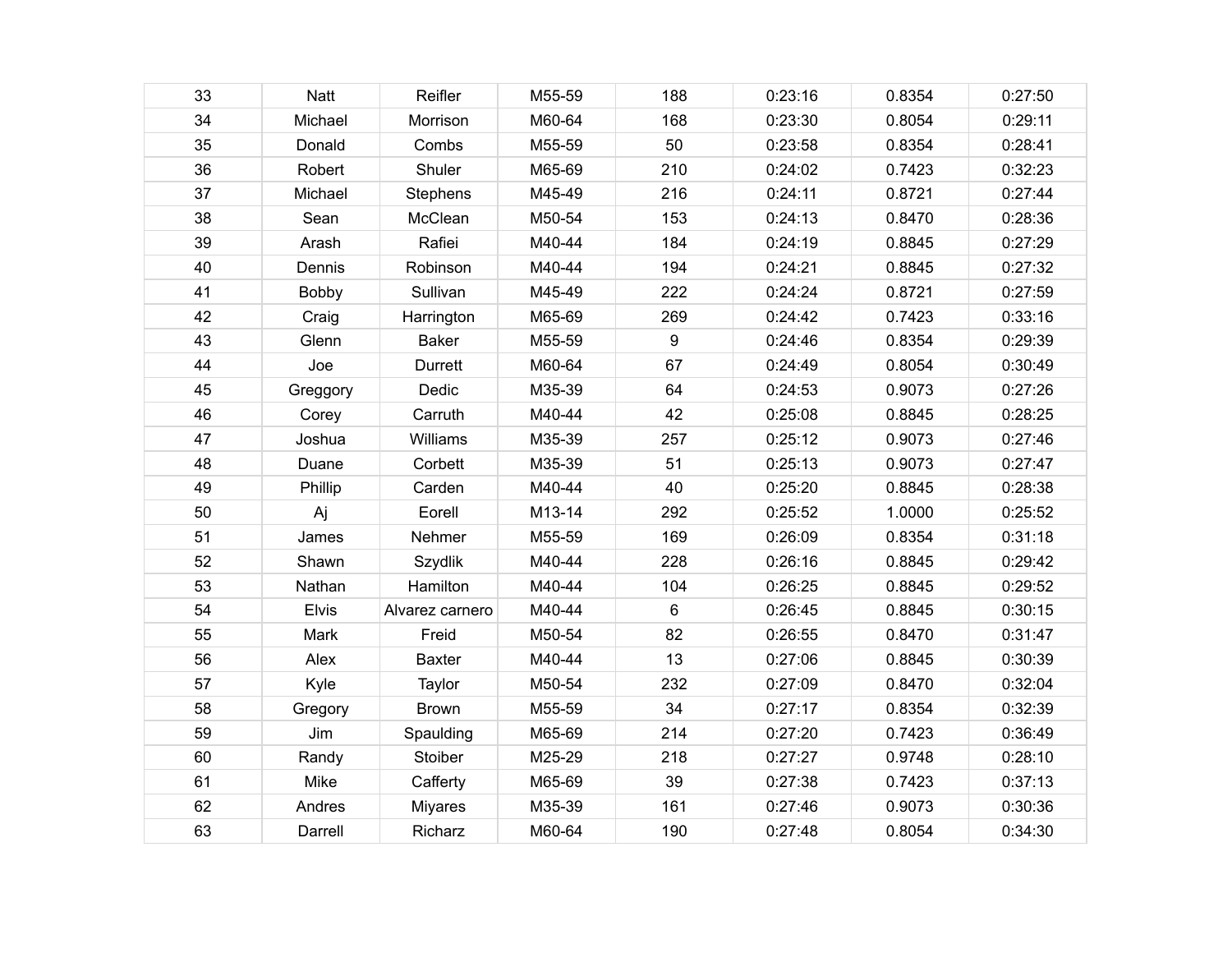| | | | | | | | |
|---|---|---|---|---|---|---|---|
| 33 | Natt | Reifler | M55-59 | 188 | 0:23:16 | 0.8354 | 0:27:50 |
| 34 | Michael | Morrison | M60-64 | 168 | 0:23:30 | 0.8054 | 0:29:11 |
| 35 | Donald | Combs | M55-59 | 50 | 0:23:58 | 0.8354 | 0:28:41 |
| 36 | Robert | Shuler | M65-69 | 210 | 0:24:02 | 0.7423 | 0:32:23 |
| 37 | Michael | Stephens | M45-49 | 216 | 0:24:11 | 0.8721 | 0:27:44 |
| 38 | Sean | McClean | M50-54 | 153 | 0:24:13 | 0.8470 | 0:28:36 |
| 39 | Arash | Rafiei | M40-44 | 184 | 0:24:19 | 0.8845 | 0:27:29 |
| 40 | Dennis | Robinson | M40-44 | 194 | 0:24:21 | 0.8845 | 0:27:32 |
| 41 | Bobby | Sullivan | M45-49 | 222 | 0:24:24 | 0.8721 | 0:27:59 |
| 42 | Craig | Harrington | M65-69 | 269 | 0:24:42 | 0.7423 | 0:33:16 |
| 43 | Glenn | Baker | M55-59 | 9 | 0:24:46 | 0.8354 | 0:29:39 |
| 44 | Joe | Durrett | M60-64 | 67 | 0:24:49 | 0.8054 | 0:30:49 |
| 45 | Greggory | Dedic | M35-39 | 64 | 0:24:53 | 0.9073 | 0:27:26 |
| 46 | Corey | Carruth | M40-44 | 42 | 0:25:08 | 0.8845 | 0:28:25 |
| 47 | Joshua | Williams | M35-39 | 257 | 0:25:12 | 0.9073 | 0:27:46 |
| 48 | Duane | Corbett | M35-39 | 51 | 0:25:13 | 0.9073 | 0:27:47 |
| 49 | Phillip | Carden | M40-44 | 40 | 0:25:20 | 0.8845 | 0:28:38 |
| 50 | Aj | Eorell | M13-14 | 292 | 0:25:52 | 1.0000 | 0:25:52 |
| 51 | James | Nehmer | M55-59 | 169 | 0:26:09 | 0.8354 | 0:31:18 |
| 52 | Shawn | Szydlik | M40-44 | 228 | 0:26:16 | 0.8845 | 0:29:42 |
| 53 | Nathan | Hamilton | M40-44 | 104 | 0:26:25 | 0.8845 | 0:29:52 |
| 54 | Elvis | Alvarez carnero | M40-44 | 6 | 0:26:45 | 0.8845 | 0:30:15 |
| 55 | Mark | Freid | M50-54 | 82 | 0:26:55 | 0.8470 | 0:31:47 |
| 56 | Alex | Baxter | M40-44 | 13 | 0:27:06 | 0.8845 | 0:30:39 |
| 57 | Kyle | Taylor | M50-54 | 232 | 0:27:09 | 0.8470 | 0:32:04 |
| 58 | Gregory | Brown | M55-59 | 34 | 0:27:17 | 0.8354 | 0:32:39 |
| 59 | Jim | Spaulding | M65-69 | 214 | 0:27:20 | 0.7423 | 0:36:49 |
| 60 | Randy | Stoiber | M25-29 | 218 | 0:27:27 | 0.9748 | 0:28:10 |
| 61 | Mike | Cafferty | M65-69 | 39 | 0:27:38 | 0.7423 | 0:37:13 |
| 62 | Andres | Miyares | M35-39 | 161 | 0:27:46 | 0.9073 | 0:30:36 |
| 63 | Darrell | Richarz | M60-64 | 190 | 0:27:48 | 0.8054 | 0:34:30 |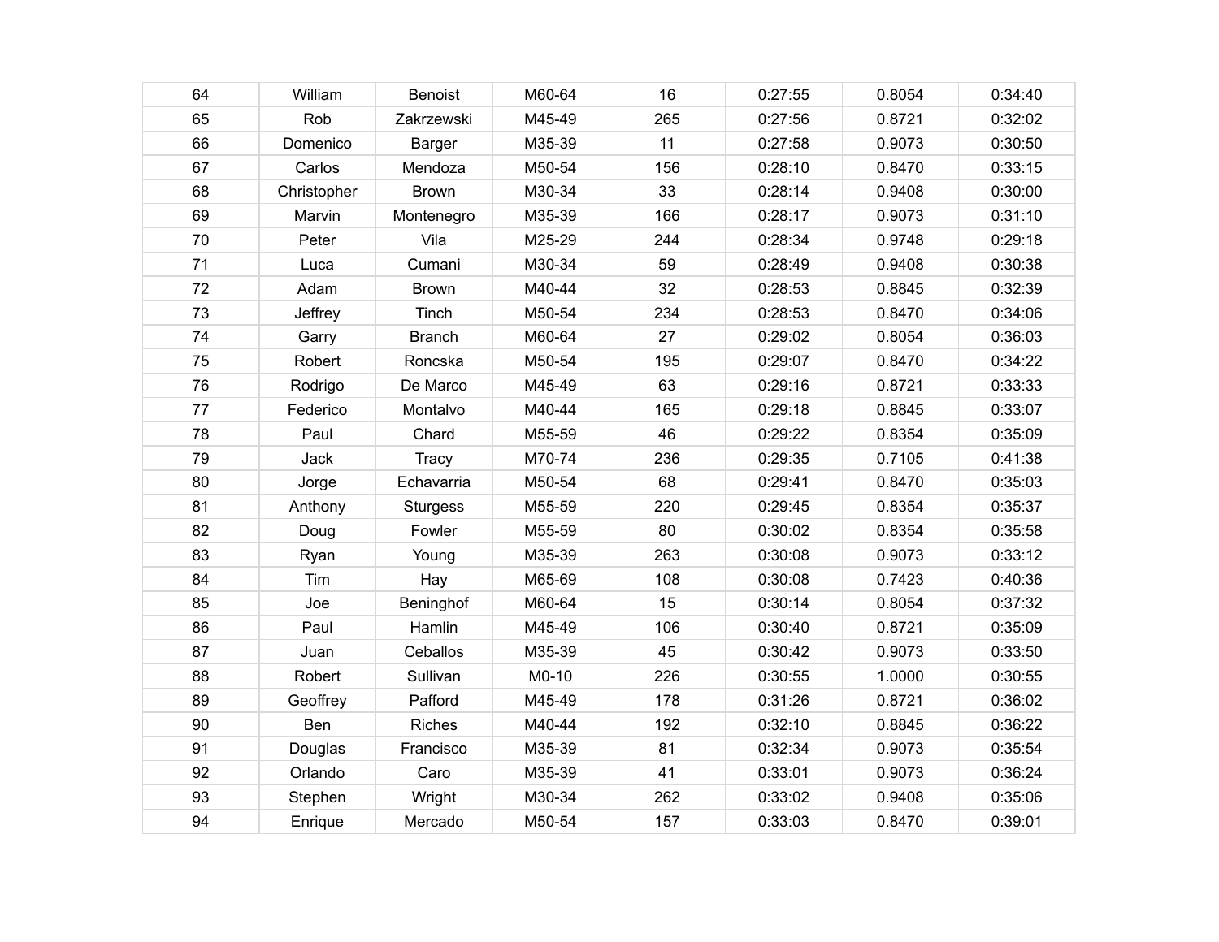| | | | | | | | |
|---|---|---|---|---|---|---|---|
| 64 | William | Benoist | M60-64 | 16 | 0:27:55 | 0.8054 | 0:34:40 |
| 65 | Rob | Zakrzewski | M45-49 | 265 | 0:27:56 | 0.8721 | 0:32:02 |
| 66 | Domenico | Barger | M35-39 | 11 | 0:27:58 | 0.9073 | 0:30:50 |
| 67 | Carlos | Mendoza | M50-54 | 156 | 0:28:10 | 0.8470 | 0:33:15 |
| 68 | Christopher | Brown | M30-34 | 33 | 0:28:14 | 0.9408 | 0:30:00 |
| 69 | Marvin | Montenegro | M35-39 | 166 | 0:28:17 | 0.9073 | 0:31:10 |
| 70 | Peter | Vila | M25-29 | 244 | 0:28:34 | 0.9748 | 0:29:18 |
| 71 | Luca | Cumani | M30-34 | 59 | 0:28:49 | 0.9408 | 0:30:38 |
| 72 | Adam | Brown | M40-44 | 32 | 0:28:53 | 0.8845 | 0:32:39 |
| 73 | Jeffrey | Tinch | M50-54 | 234 | 0:28:53 | 0.8470 | 0:34:06 |
| 74 | Garry | Branch | M60-64 | 27 | 0:29:02 | 0.8054 | 0:36:03 |
| 75 | Robert | Roncska | M50-54 | 195 | 0:29:07 | 0.8470 | 0:34:22 |
| 76 | Rodrigo | De Marco | M45-49 | 63 | 0:29:16 | 0.8721 | 0:33:33 |
| 77 | Federico | Montalvo | M40-44 | 165 | 0:29:18 | 0.8845 | 0:33:07 |
| 78 | Paul | Chard | M55-59 | 46 | 0:29:22 | 0.8354 | 0:35:09 |
| 79 | Jack | Tracy | M70-74 | 236 | 0:29:35 | 0.7105 | 0:41:38 |
| 80 | Jorge | Echavarria | M50-54 | 68 | 0:29:41 | 0.8470 | 0:35:03 |
| 81 | Anthony | Sturgess | M55-59 | 220 | 0:29:45 | 0.8354 | 0:35:37 |
| 82 | Doug | Fowler | M55-59 | 80 | 0:30:02 | 0.8354 | 0:35:58 |
| 83 | Ryan | Young | M35-39 | 263 | 0:30:08 | 0.9073 | 0:33:12 |
| 84 | Tim | Hay | M65-69 | 108 | 0:30:08 | 0.7423 | 0:40:36 |
| 85 | Joe | Beninghof | M60-64 | 15 | 0:30:14 | 0.8054 | 0:37:32 |
| 86 | Paul | Hamlin | M45-49 | 106 | 0:30:40 | 0.8721 | 0:35:09 |
| 87 | Juan | Ceballos | M35-39 | 45 | 0:30:42 | 0.9073 | 0:33:50 |
| 88 | Robert | Sullivan | M0-10 | 226 | 0:30:55 | 1.0000 | 0:30:55 |
| 89 | Geoffrey | Pafford | M45-49 | 178 | 0:31:26 | 0.8721 | 0:36:02 |
| 90 | Ben | Riches | M40-44 | 192 | 0:32:10 | 0.8845 | 0:36:22 |
| 91 | Douglas | Francisco | M35-39 | 81 | 0:32:34 | 0.9073 | 0:35:54 |
| 92 | Orlando | Caro | M35-39 | 41 | 0:33:01 | 0.9073 | 0:36:24 |
| 93 | Stephen | Wright | M30-34 | 262 | 0:33:02 | 0.9408 | 0:35:06 |
| 94 | Enrique | Mercado | M50-54 | 157 | 0:33:03 | 0.8470 | 0:39:01 |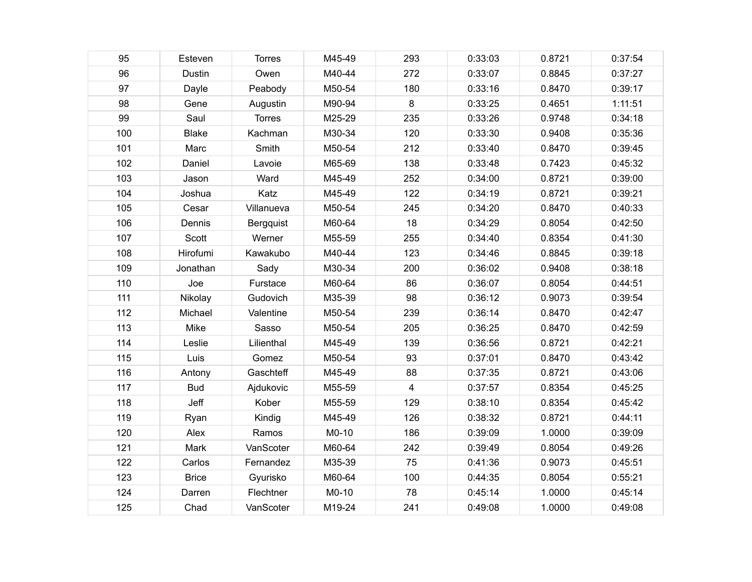| | | | | | | | |
|---|---|---|---|---|---|---|---|
| 95 | Esteven | Torres | M45-49 | 293 | 0:33:03 | 0.8721 | 0:37:54 |
| 96 | Dustin | Owen | M40-44 | 272 | 0:33:07 | 0.8845 | 0:37:27 |
| 97 | Dayle | Peabody | M50-54 | 180 | 0:33:16 | 0.8470 | 0:39:17 |
| 98 | Gene | Augustin | M90-94 | 8 | 0:33:25 | 0.4651 | 1:11:51 |
| 99 | Saul | Torres | M25-29 | 235 | 0:33:26 | 0.9748 | 0:34:18 |
| 100 | Blake | Kachman | M30-34 | 120 | 0:33:30 | 0.9408 | 0:35:36 |
| 101 | Marc | Smith | M50-54 | 212 | 0:33:40 | 0.8470 | 0:39:45 |
| 102 | Daniel | Lavoie | M65-69 | 138 | 0:33:48 | 0.7423 | 0:45:32 |
| 103 | Jason | Ward | M45-49 | 252 | 0:34:00 | 0.8721 | 0:39:00 |
| 104 | Joshua | Katz | M45-49 | 122 | 0:34:19 | 0.8721 | 0:39:21 |
| 105 | Cesar | Villanueva | M50-54 | 245 | 0:34:20 | 0.8470 | 0:40:33 |
| 106 | Dennis | Bergquist | M60-64 | 18 | 0:34:29 | 0.8054 | 0:42:50 |
| 107 | Scott | Werner | M55-59 | 255 | 0:34:40 | 0.8354 | 0:41:30 |
| 108 | Hirofumi | Kawakubo | M40-44 | 123 | 0:34:46 | 0.8845 | 0:39:18 |
| 109 | Jonathan | Sady | M30-34 | 200 | 0:36:02 | 0.9408 | 0:38:18 |
| 110 | Joe | Furstace | M60-64 | 86 | 0:36:07 | 0.8054 | 0:44:51 |
| 111 | Nikolay | Gudovich | M35-39 | 98 | 0:36:12 | 0.9073 | 0:39:54 |
| 112 | Michael | Valentine | M50-54 | 239 | 0:36:14 | 0.8470 | 0:42:47 |
| 113 | Mike | Sasso | M50-54 | 205 | 0:36:25 | 0.8470 | 0:42:59 |
| 114 | Leslie | Lilienthal | M45-49 | 139 | 0:36:56 | 0.8721 | 0:42:21 |
| 115 | Luis | Gomez | M50-54 | 93 | 0:37:01 | 0.8470 | 0:43:42 |
| 116 | Antony | Gaschteff | M45-49 | 88 | 0:37:35 | 0.8721 | 0:43:06 |
| 117 | Bud | Ajdukovic | M55-59 | 4 | 0:37:57 | 0.8354 | 0:45:25 |
| 118 | Jeff | Kober | M55-59 | 129 | 0:38:10 | 0.8354 | 0:45:42 |
| 119 | Ryan | Kindig | M45-49 | 126 | 0:38:32 | 0.8721 | 0:44:11 |
| 120 | Alex | Ramos | M0-10 | 186 | 0:39:09 | 1.0000 | 0:39:09 |
| 121 | Mark | VanScoter | M60-64 | 242 | 0:39:49 | 0.8054 | 0:49:26 |
| 122 | Carlos | Fernandez | M35-39 | 75 | 0:41:36 | 0.9073 | 0:45:51 |
| 123 | Brice | Gyurisko | M60-64 | 100 | 0:44:35 | 0.8054 | 0:55:21 |
| 124 | Darren | Flechtner | M0-10 | 78 | 0:45:14 | 1.0000 | 0:45:14 |
| 125 | Chad | VanScoter | M19-24 | 241 | 0:49:08 | 1.0000 | 0:49:08 |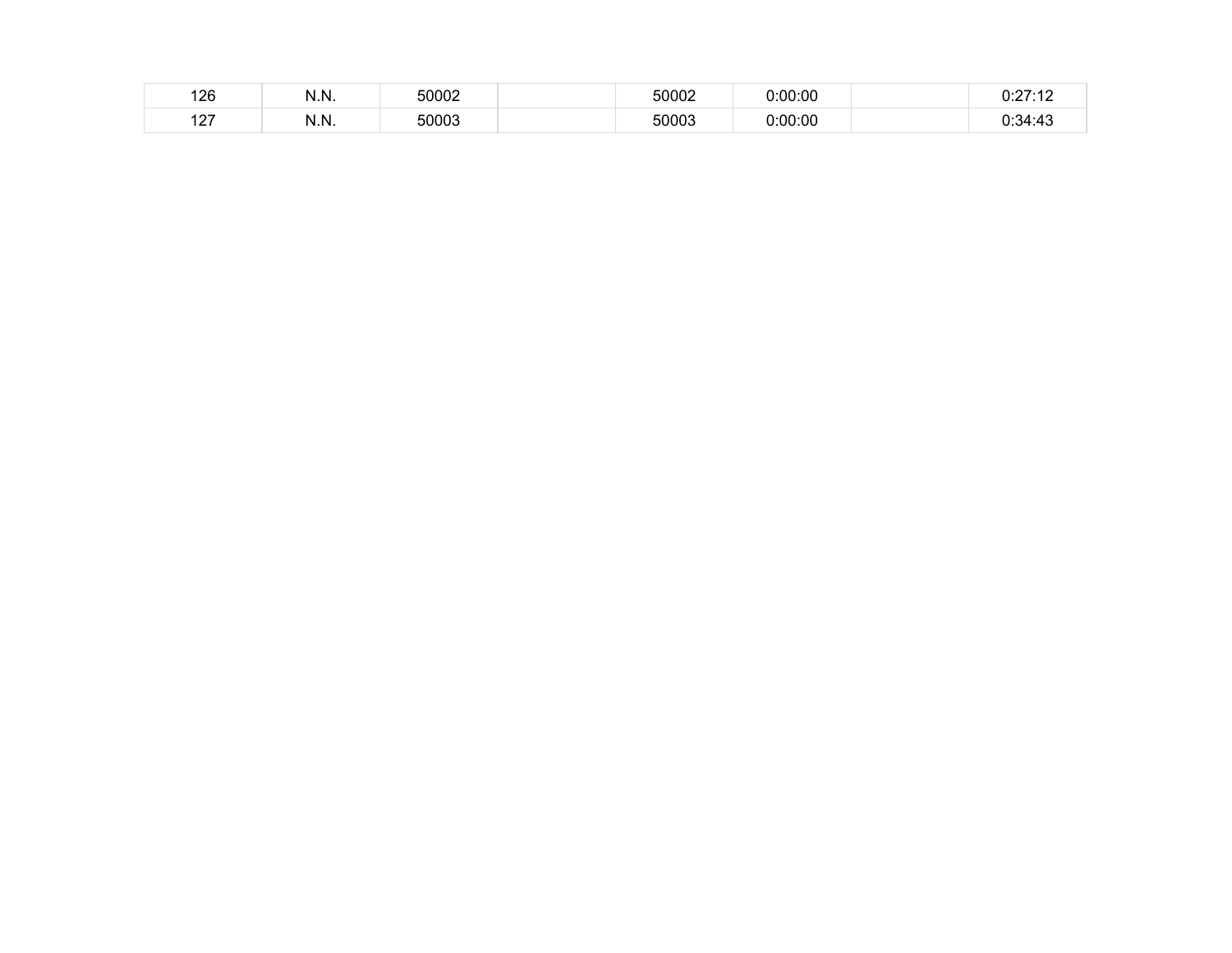| | | | | | | | |
|---|---|---|---|---|---|---|---|
| 126 | N.N. | 50002 | | 50002 | 0:00:00 | | 0:27:12 |
| 127 | N.N. | 50003 | | 50003 | 0:00:00 | | 0:34:43 |